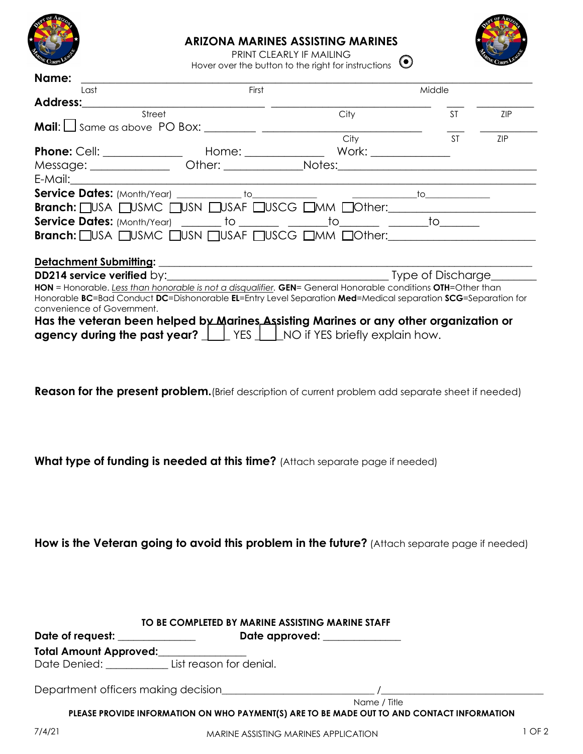# ARIZONA MARINES ASSISTING MARINES

PRINT CLEARLY IF MAILING

Hover over the button to the right for instructions

**Name:** ______________________________________________________________
Last                    First                    Middle

**Address:** ______________________ ______________________ ____ ________
Street                    City                    ST                    ZIP

**Mail**: ☐ Same as above PO Box: _________ ______________________ ____ ________
City                    ST                    ZIP

**Phone:** Cell: _____________ Home: _____________ Work: _____________

Message: _____________ Other: _____________ Notes: ______________________________

E-Mail: ______________________________________________________________

**Service Dates:** (Month/Year) ____________ to ____________ ____________ to ____________

**Branch:** ☐USA ☐USMC ☐USN ☐USAF ☐USCG ☐MM ☐Other: ______________________

**Service Dates:** (Month/Year) _______ to _______ _______ to _______ _______ to _______

**Branch:** ☐USA ☐USMC ☐USN ☐USAF ☐USCG ☐MM ☐Other: ______________________

**Detachment Submitting:** ______________________________________________________________

**DD214 service verified** by: ____________________________________ Type of Discharge ________

**HON** = Honorable. *Less than honorable is not a disqualifier.* **GEN**= General Honorable conditions **OTH**=Other than Honorable **BC**=Bad Conduct **DC**=Dishonorable **EL**=Entry Level Separation **Med**=Medical separation **SCG**=Separation for convenience of Government.

**Has the veteran been helped by Marines Assisting Marines or any other organization or agency during the past year?** ☐ YES ☐ NO if YES briefly explain how.

**Reason for the present problem.** (Brief description of current problem add separate sheet if needed)

**What type of funding is needed at this time?** (Attach separate page if needed)

**How is the Veteran going to avoid this problem in the future?** (Attach separate page if needed)

**TO BE COMPLETED BY MARINE ASSISTING MARINE STAFF**

**Date of request:** ______________ **Date approved:** ______________

**Total Amount Approved:** ______________

Date Denied: ___________ List reason for denial.

Department officers making decision ____________________________ / ____________________________
Name / Title

**PLEASE PROVIDE INFORMATION ON WHO PAYMENT(S) ARE TO BE MADE OUT TO AND CONTACT INFORMATION**

7/4/21

MARINE ASSISTING MARINES APPLICATION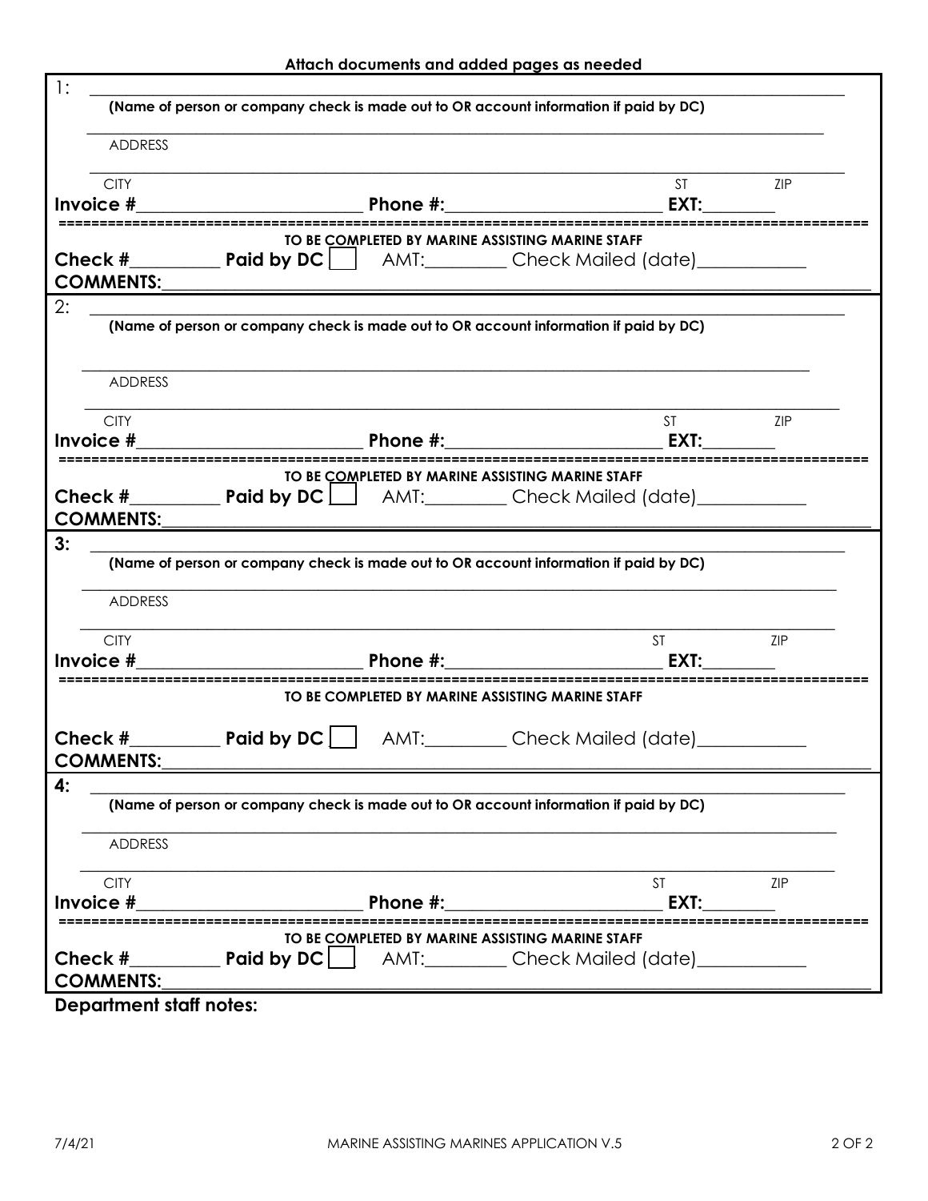**Attach documents and added pages as needed**

1: ______________________________________________________________________________

**(Name of person or company check is made out to OR account information if paid by DC)**

______________________________________________________________________________

ADDRESS

______________________________________________________________________________

CITY ST ZIP

**Invoice #**______________________ **Phone #:**______________________ **EXT:**________

==================================================================================

**TO BE COMPLETED BY MARINE ASSISTING MARINE STAFF**

**Check #**_________ **Paid by DC** ☐ AMT:________ Check Mailed (date)___________

**COMMENTS:**______________________________________________________________________

2: ______________________________________________________________________________

**(Name of person or company check is made out to OR account information if paid by DC)**

______________________________________________________________________________

ADDRESS

______________________________________________________________________________

CITY ST ZIP

**Invoice #**______________________ **Phone #:**______________________ **EXT:**________

==================================================================================

**TO BE COMPLETED BY MARINE ASSISTING MARINE STAFF**

**Check #**_________ **Paid by DC** ☐ AMT:________ Check Mailed (date)___________

**COMMENTS:**______________________________________________________________________

**3:** ______________________________________________________________________________

**(Name of person or company check is made out to OR account information if paid by DC)**

______________________________________________________________________________

ADDRESS

______________________________________________________________________________

CITY ST ZIP

**Invoice #**______________________ **Phone #:**______________________ **EXT:**________

==================================================================================

**TO BE COMPLETED BY MARINE ASSISTING MARINE STAFF**

**Check #**_________ **Paid by DC** ☐ AMT:________ Check Mailed (date)___________

**COMMENTS:**______________________________________________________________________

**4:** ______________________________________________________________________________

**(Name of person or company check is made out to OR account information if paid by DC)**

______________________________________________________________________________

ADDRESS

______________________________________________________________________________

CITY ST ZIP

**Invoice #**______________________ **Phone #:**______________________ **EXT:**________

==================================================================================

**TO BE COMPLETED BY MARINE ASSISTING MARINE STAFF**

**Check #**_________ **Paid by DC** ☐ AMT:________ Check Mailed (date)___________

**COMMENTS:**______________________________________________________________________

**Department staff notes:**

7/4/21 MARINE ASSISTING MARINES APPLICATION V.5